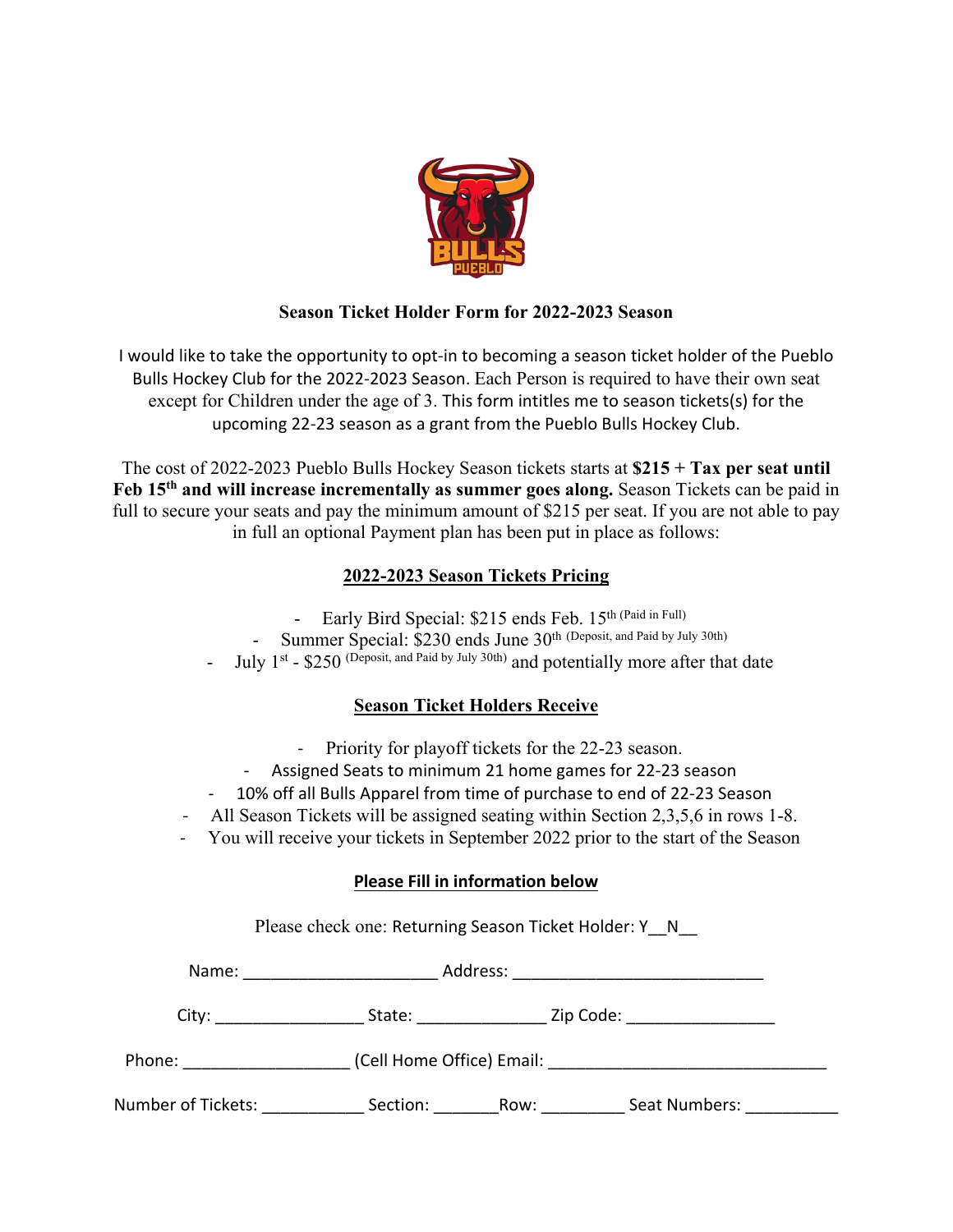## Season Ticket Holder Form for 2022-2023 Season

I would like to take the opportunity to opt-in to becoming a season ticket holder of the Pueblo Bulls Hockey Club for the 2022-2023 Season. Each Person is required to have their own seat except for Children under the age of 3. This form intitles me to season tickets(s) for the upcoming 22-23 season as a grant from the Pueblo Bulls Hockey Club.

The cost of 2022-2023 Pueblo Bulls Hockey Season tickets starts at **\$215 + Tax per seat until Feb 15th and will increase incrementally as summer goes along.** Season Tickets can be paid in full to secure your seats and pay the minimum amount of \$215 per seat. If you are not able to pay in full an optional Payment plan has been put in place as follows:

### 2022-2023 Season Tickets Pricing

- Early Bird Special: \$215 ends Feb. 15th (Paid in Full)
- Summer Special: \$230 ends June 30th (Deposit, and Paid by July 30th)
- July 1st - \$250 (Deposit, and Paid by July 30th) and potentially more after that date

### Season Ticket Holders Receive

- Priority for playoff tickets for the 22-23 season.
- Assigned Seats to minimum 21 home games for 22-23 season
- 10% off all Bulls Apparel from time of purchase to end of 22-23 Season
- All Season Tickets will be assigned seating within Section 2,3,5,6 in rows 1-8.
- You will receive your tickets in September 2022 prior to the start of the Season

### Please Fill in information below

Please check one: Returning Season Ticket Holder: Y__N__

Name: _____________________ Address: ___________________________

City: ________________ State: ______________ Zip Code: ________________

Phone: __________________ (Cell Home Office) Email: ______________________________

Number of Tickets: ___________ Section: _______Row: _________ Seat Numbers: __________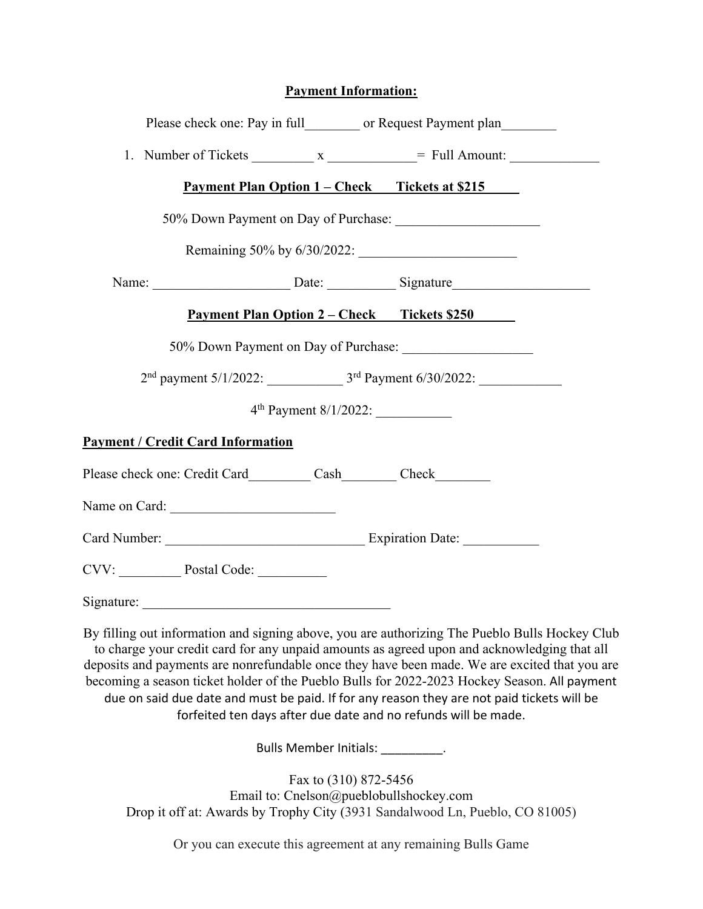**Payment Information:**

Please check one: Pay in full________ or Request Payment plan________

1. Number of Tickets _________ x ____________= Full Amount: _____________

**Payment Plan Option 1 – Check Tickets at $215**

50% Down Payment on Day of Purchase: _____________________

Remaining 50% by 6/30/2022: _______________________

Name: ____________________ Date: __________ Signature____________________

**Payment Plan Option 2 – Check Tickets $250**

50% Down Payment on Day of Purchase: ___________________

2nd payment 5/1/2022: ___________ 3rd Payment 6/30/2022: ____________

4th Payment 8/1/2022: ___________

**Payment / Credit Card Information**

Please check one: Credit Card_________ Cash________ Check________

Name on Card: ________________________

Card Number: _____________________________ Expiration Date: ___________

CVV: _________ Postal Code: __________

Signature: ____________________________________

By filling out information and signing above, you are authorizing The Pueblo Bulls Hockey Club to charge your credit card for any unpaid amounts as agreed upon and acknowledging that all deposits and payments are nonrefundable once they have been made. We are excited that you are becoming a season ticket holder of the Pueblo Bulls for 2022-2023 Hockey Season. All payment due on said due date and must be paid. If for any reason they are not paid tickets will be forfeited ten days after due date and no refunds will be made.

Bulls Member Initials: _________.

Fax to (310) 872-5456
Email to: Cnelson@pueblobullshockey.com
Drop it off at: Awards by Trophy City (3931 Sandalwood Ln, Pueblo, CO 81005)

Or you can execute this agreement at any remaining Bulls Game